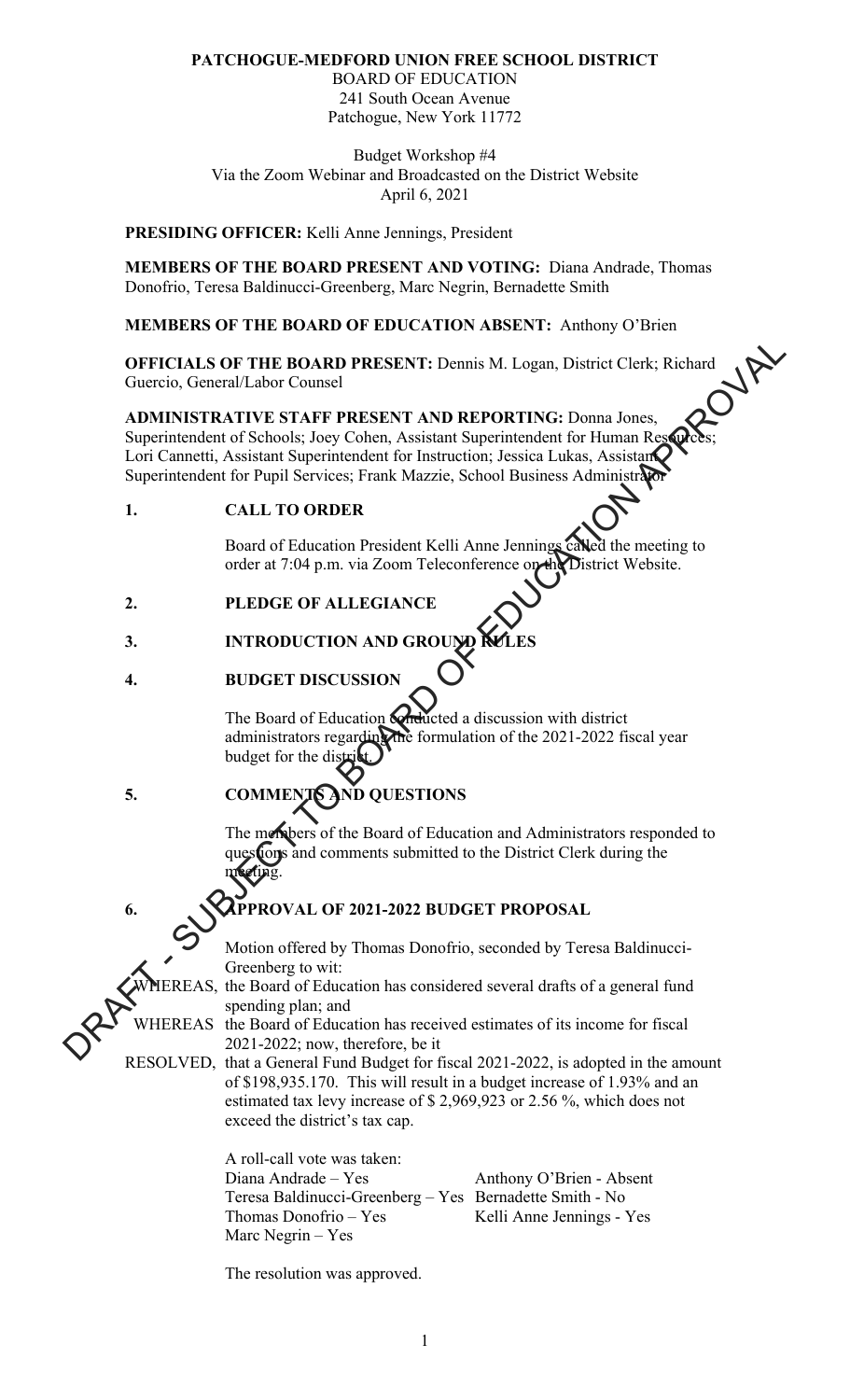**PATCHOGUE-MEDFORD UNION FREE SCHOOL DISTRICT**
BOARD OF EDUCATION
241 South Ocean Avenue
Patchogue, New York 11772

Budget Workshop #4
Via the Zoom Webinar and Broadcasted on the District Website
April 6, 2021

**PRESIDING OFFICER:** Kelli Anne Jennings, President

**MEMBERS OF THE BOARD PRESENT AND VOTING:** Diana Andrade, Thomas Donofrio, Teresa Baldinucci-Greenberg, Marc Negrin, Bernadette Smith

**MEMBERS OF THE BOARD OF EDUCATION ABSENT:** Anthony O'Brien

**OFFICIALS OF THE BOARD PRESENT:** Dennis M. Logan, District Clerk; Richard Guercio, General/Labor Counsel

**ADMINISTRATIVE STAFF PRESENT AND REPORTING:** Donna Jones, Superintendent of Schools; Joey Cohen, Assistant Superintendent for Human Resources; Lori Cannetti, Assistant Superintendent for Instruction; Jessica Lukas, Assistant Superintendent for Pupil Services; Frank Mazzie, School Business Administrator

DRAFT - SUBJECT TO BOARD OF EDUCATION APPROVAL

**1. CALL TO ORDER**

Board of Education President Kelli Anne Jennings called the meeting to order at 7:04 p.m. via Zoom Teleconference on the District Website.

**2. PLEDGE OF ALLEGIANCE**

**3. INTRODUCTION AND GROUND RULES**

**4. BUDGET DISCUSSION**

The Board of Education conducted a discussion with district administrators regarding the formulation of the 2021-2022 fiscal year budget for the district.

**5. COMMENTS AND QUESTIONS**

The members of the Board of Education and Administrators responded to questions and comments submitted to the District Clerk during the meeting.

**6. APPROVAL OF 2021-2022 BUDGET PROPOSAL**

Motion offered by Thomas Donofrio, seconded by Teresa Baldinucci-Greenberg to wit:

WHEREAS, the Board of Education has considered several drafts of a general fund spending plan; and

WHEREAS the Board of Education has received estimates of its income for fiscal 2021-2022; now, therefore, be it

RESOLVED, that a General Fund Budget for fiscal 2021-2022, is adopted in the amount of $198,935.170. This will result in a budget increase of 1.93% and an estimated tax levy increase of $ 2,969,923 or 2.56 %, which does not exceed the district's tax cap.

A roll-call vote was taken:

| | |
|---|---|
| Diana Andrade – Yes | Anthony O'Brien - Absent |
| Teresa Baldinucci-Greenberg – Yes | Bernadette Smith - No |
| Thomas Donofrio – Yes | Kelli Anne Jennings - Yes |
| Marc Negrin – Yes | |

The resolution was approved.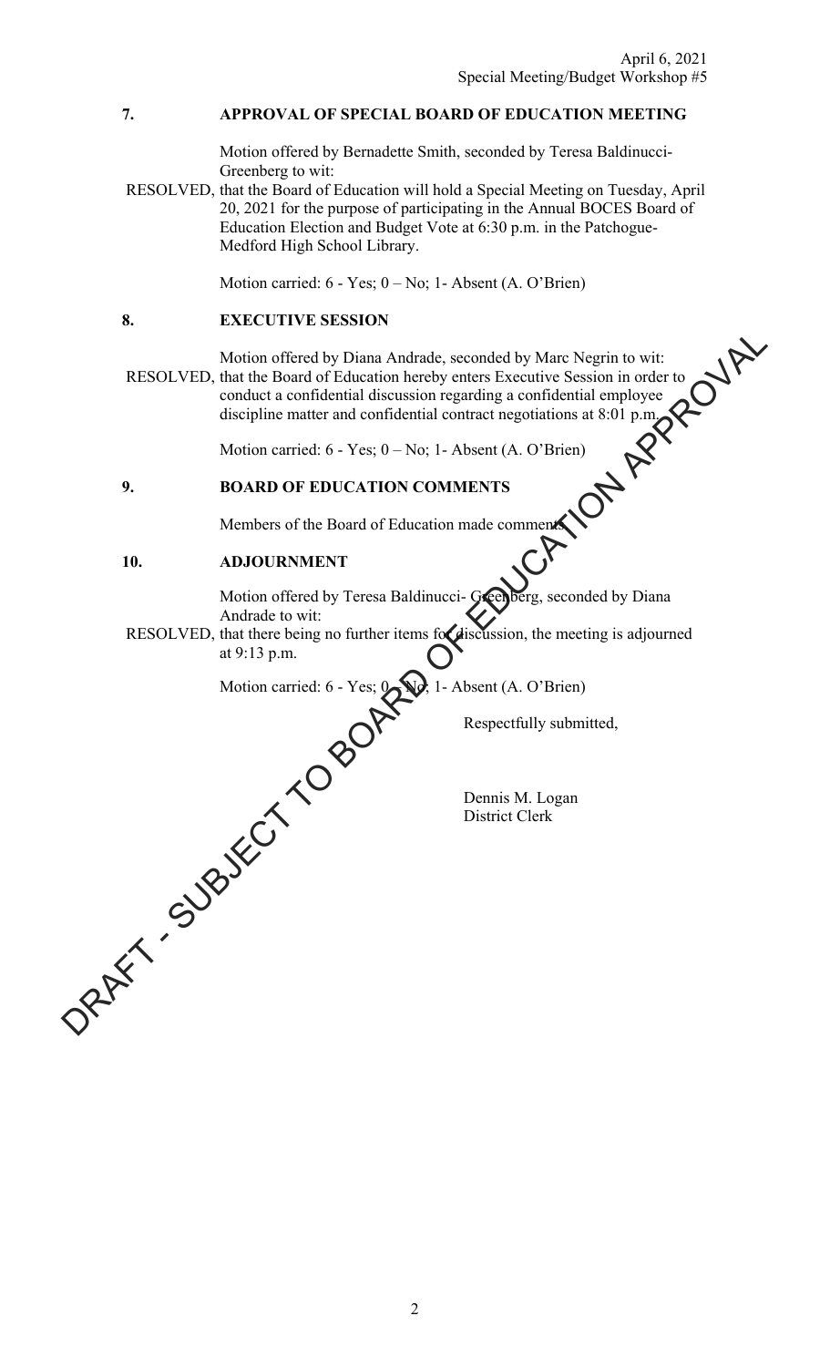**7. APPROVAL OF SPECIAL BOARD OF EDUCATION MEETING**

Motion offered by Bernadette Smith, seconded by Teresa Baldinucci-Greenberg to wit:

RESOLVED, that the Board of Education will hold a Special Meeting on Tuesday, April 20, 2021 for the purpose of participating in the Annual BOCES Board of Education Election and Budget Vote at 6:30 p.m. in the Patchogue-Medford High School Library.

Motion carried: 6 - Yes; 0 – No; 1- Absent (A. O'Brien)

**8. EXECUTIVE SESSION**

Motion offered by Diana Andrade, seconded by Marc Negrin to wit:

RESOLVED, that the Board of Education hereby enters Executive Session in order to conduct a confidential discussion regarding a confidential employee discipline matter and confidential contract negotiations at 8:01 p.m.

Motion carried: 6 - Yes; 0 – No; 1- Absent (A. O'Brien)

**9. BOARD OF EDUCATION COMMENTS**

Members of the Board of Education made comments.

**10. ADJOURNMENT**

Motion offered by Teresa Baldinucci- Greenberg, seconded by Diana Andrade to wit:

RESOLVED, that there being no further items for discussion, the meeting is adjourned at 9:13 p.m.

Motion carried: 6 - Yes; 0 – No; 1- Absent (A. O'Brien)

Respectfully submitted,

Dennis M. Logan
District Clerk

DRAFT - SUBJECT TO BOARD OF EDUCATION APPROVAL